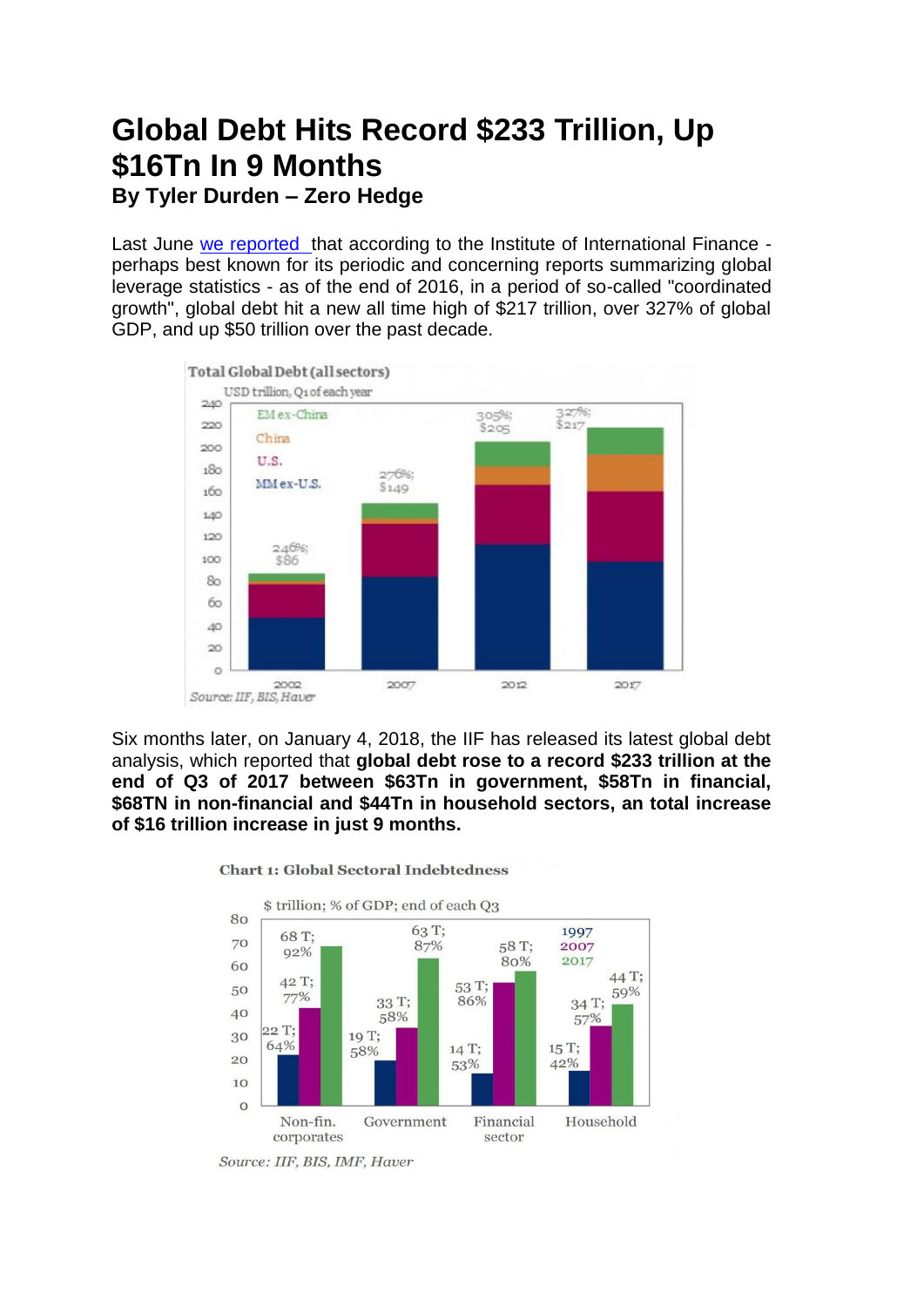# Global Debt Hits Record $233 Trillion, Up $16Tn In 9 Months

### By Tyler Durden – Zero Hedge

Last June we reported that according to the Institute of International Finance - perhaps best known for its periodic and concerning reports summarizing global leverage statistics - as of the end of 2016, in a period of so-called "coordinated growth", global debt hit a new all time high of $217 trillion, over 327% of global GDP, and up $50 trillion over the past decade.

Total Global Debt (all sectors)

Source: IIF, BIS, Haver

Six months later, on January 4, 2018, the IIF has released its latest global debt analysis, which reported that **global debt rose to a record $233 trillion at the end of Q3 of 2017 between $63Tn in government, $58Tn in financial, $68TN in non-financial and $44Tn in household sectors, an total increase of $16 trillion increase in just 9 months.**

Chart 1: Global Sectoral Indebtedness

Source: IIF, BIS, IMF, Haver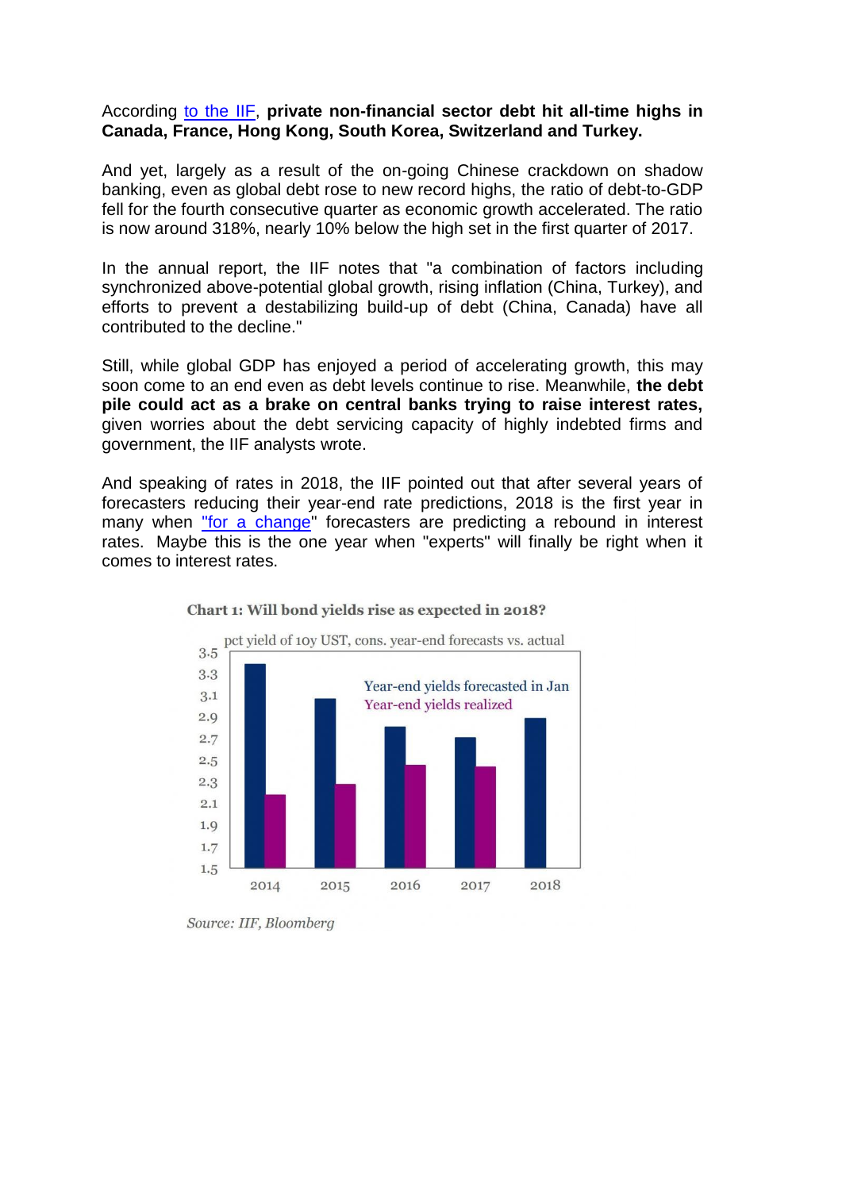According [to the IIF](), **private non-financial sector debt hit all-time highs in Canada, France, Hong Kong, South Korea, Switzerland and Turkey.**

And yet, largely as a result of the on-going Chinese crackdown on shadow banking, even as global debt rose to new record highs, the ratio of debt-to-GDP fell for the fourth consecutive quarter as economic growth accelerated. The ratio is now around 318%, nearly 10% below the high set in the first quarter of 2017.

In the annual report, the IIF notes that "a combination of factors including synchronized above-potential global growth, rising inflation (China, Turkey), and efforts to prevent a destabilizing build-up of debt (China, Canada) have all contributed to the decline."

Still, while global GDP has enjoyed a period of accelerating growth, this may soon come to an end even as debt levels continue to rise. Meanwhile, **the debt pile could act as a brake on central banks trying to raise interest rates,** given worries about the debt servicing capacity of highly indebted firms and government, the IIF analysts wrote.

And speaking of rates in 2018, the IIF pointed out that after several years of forecasters reducing their year-end rate predictions, 2018 is the first year in many when "[for a change]()" forecasters are predicting a rebound in interest rates. Maybe this is the one year when "experts" will finally be right when it comes to interest rates.

**Chart 1: Will bond yields rise as expected in 2018?**

pct yield of 10y UST, cons. year-end forecasts vs. actual

Year-end yields forecasted in Jan

Year-end yields realized

3.5
3.3
3.1
2.9
2.7
2.5
2.3
2.1
1.9
1.7
1.5

2014 2015 2016 2017 2018

*Source: IIF, Bloomberg*